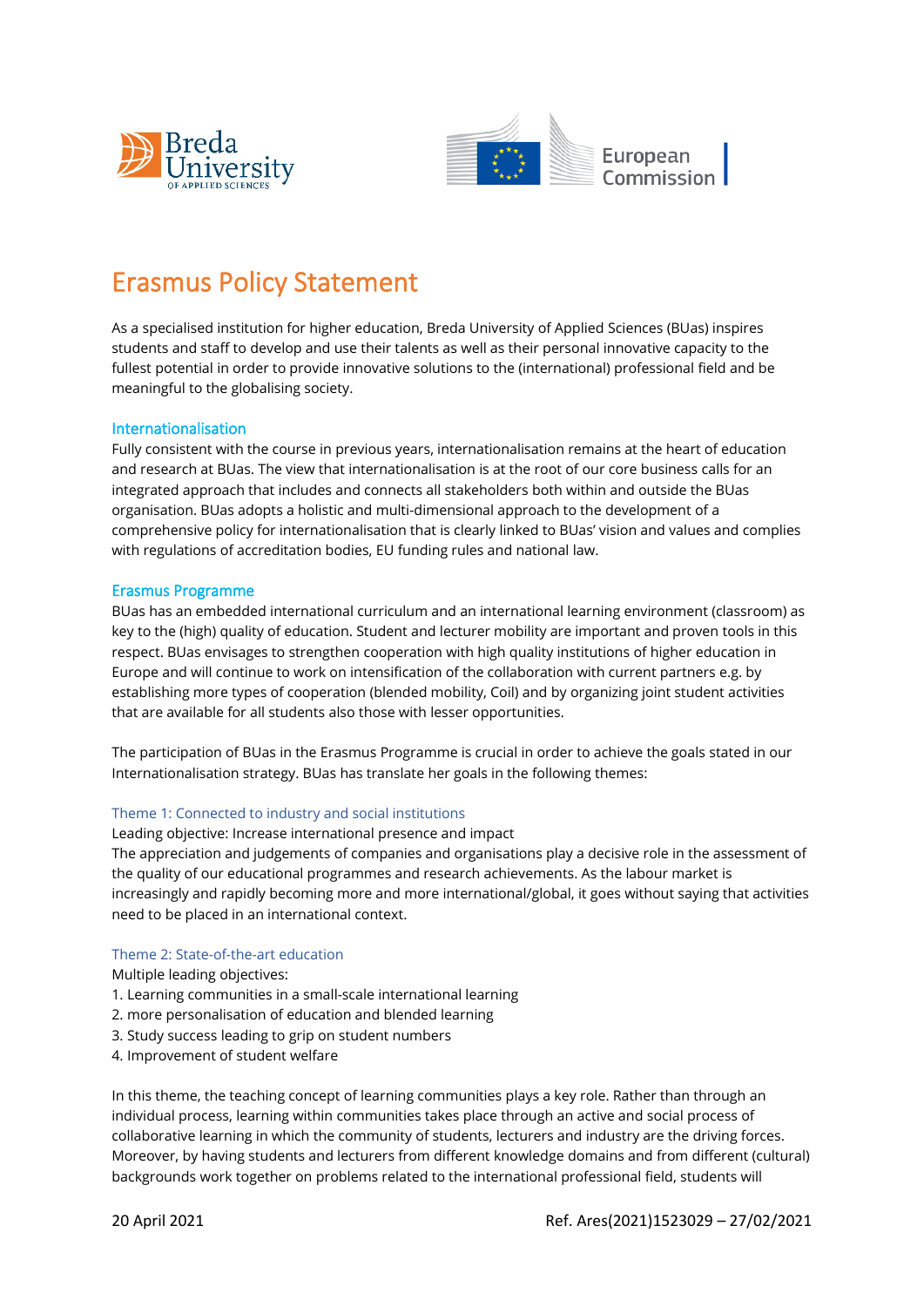# Erasmus Policy Statement

As a specialised institution for higher education, Breda University of Applied Sciences (BUas) inspires students and staff to develop and use their talents as well as their personal innovative capacity to the fullest potential in order to provide innovative solutions to the (international) professional field and be meaningful to the globalising society.

## Internationalisation

Fully consistent with the course in previous years, internationalisation remains at the heart of education and research at BUas. The view that internationalisation is at the root of our core business calls for an integrated approach that includes and connects all stakeholders both within and outside the BUas organisation. BUas adopts a holistic and multi-dimensional approach to the development of a comprehensive policy for internationalisation that is clearly linked to BUas' vision and values and complies with regulations of accreditation bodies, EU funding rules and national law.

## Erasmus Programme

BUas has an embedded international curriculum and an international learning environment (classroom) as key to the (high) quality of education. Student and lecturer mobility are important and proven tools in this respect. BUas envisages to strengthen cooperation with high quality institutions of higher education in Europe and will continue to work on intensification of the collaboration with current partners e.g. by establishing more types of cooperation (blended mobility, Coil) and by organizing joint student activities that are available for all students also those with lesser opportunities.

The participation of BUas in the Erasmus Programme is crucial in order to achieve the goals stated in our Internationalisation strategy. BUas has translate her goals in the following themes:

### Theme 1: Connected to industry and social institutions

Leading objective: Increase international presence and impact

The appreciation and judgements of companies and organisations play a decisive role in the assessment of the quality of our educational programmes and research achievements. As the labour market is increasingly and rapidly becoming more and more international/global, it goes without saying that activities need to be placed in an international context.

### Theme 2: State-of-the-art education

Multiple leading objectives:

1. Learning communities in a small-scale international learning
2. more personalisation of education and blended learning
3. Study success leading to grip on student numbers
4. Improvement of student welfare

In this theme, the teaching concept of learning communities plays a key role. Rather than through an individual process, learning within communities takes place through an active and social process of collaborative learning in which the community of students, lecturers and industry are the driving forces. Moreover, by having students and lecturers from different knowledge domains and from different (cultural) backgrounds work together on problems related to the international professional field, students will

20 April 2021 Ref. Ares(2021)1523029 – 27/02/2021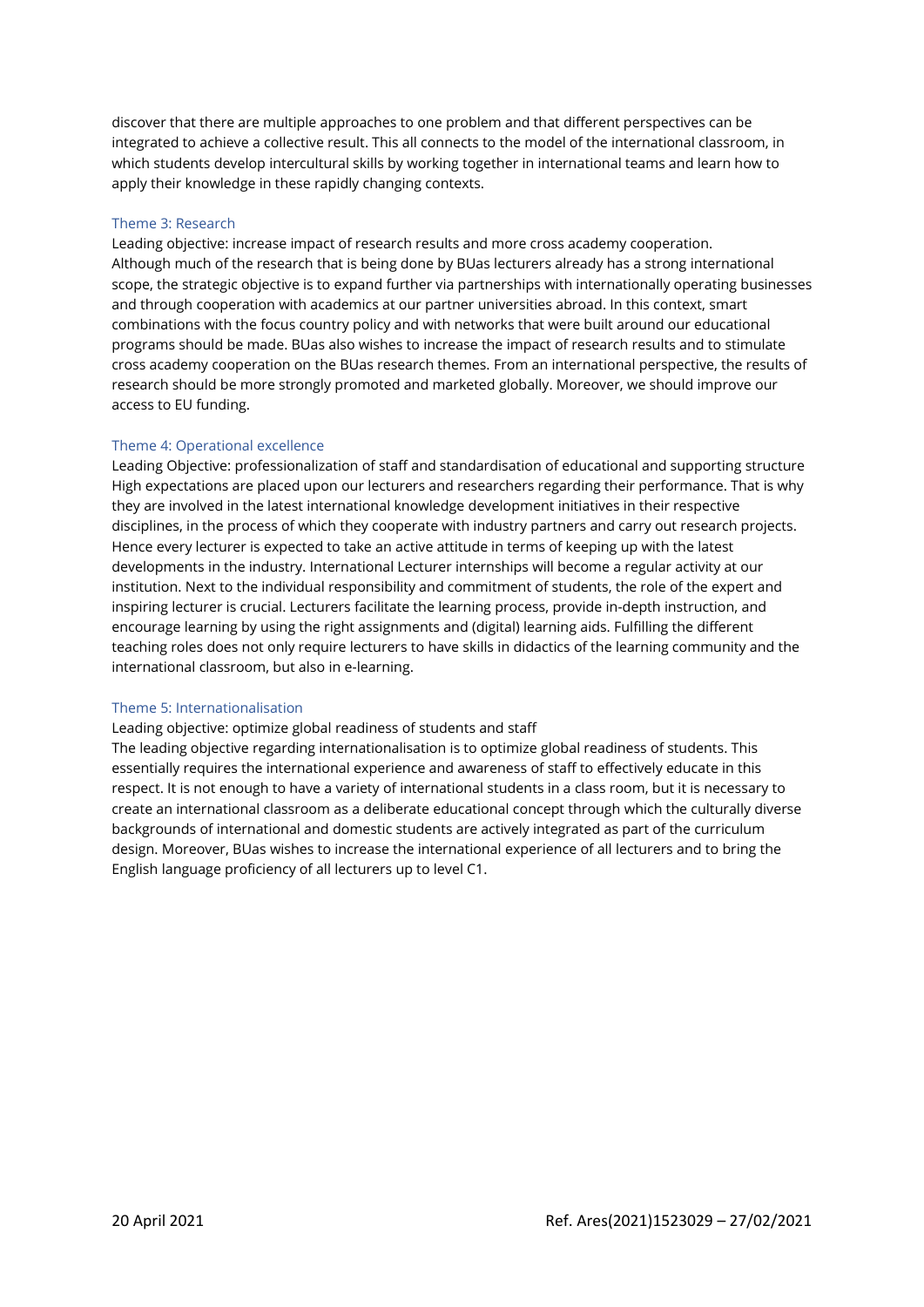discover that there are multiple approaches to one problem and that different perspectives can be integrated to achieve a collective result. This all connects to the model of the international classroom, in which students develop intercultural skills by working together in international teams and learn how to apply their knowledge in these rapidly changing contexts.

### Theme 3: Research

Leading objective: increase impact of research results and more cross academy cooperation.
Although much of the research that is being done by BUas lecturers already has a strong international scope, the strategic objective is to expand further via partnerships with internationally operating businesses and through cooperation with academics at our partner universities abroad. In this context, smart combinations with the focus country policy and with networks that were built around our educational programs should be made. BUas also wishes to increase the impact of research results and to stimulate cross academy cooperation on the BUas research themes. From an international perspective, the results of research should be more strongly promoted and marketed globally. Moreover, we should improve our access to EU funding.

### Theme 4: Operational excellence

Leading Objective: professionalization of staff and standardisation of educational and supporting structure
High expectations are placed upon our lecturers and researchers regarding their performance. That is why they are involved in the latest international knowledge development initiatives in their respective disciplines, in the process of which they cooperate with industry partners and carry out research projects. Hence every lecturer is expected to take an active attitude in terms of keeping up with the latest developments in the industry. International Lecturer internships will become a regular activity at our institution. Next to the individual responsibility and commitment of students, the role of the expert and inspiring lecturer is crucial. Lecturers facilitate the learning process, provide in-depth instruction, and encourage learning by using the right assignments and (digital) learning aids. Fulfilling the different teaching roles does not only require lecturers to have skills in didactics of the learning community and the international classroom, but also in e-learning.

### Theme 5: Internationalisation

Leading objective: optimize global readiness of students and staff
The leading objective regarding internationalisation is to optimize global readiness of students. This essentially requires the international experience and awareness of staff to effectively educate in this respect. It is not enough to have a variety of international students in a class room, but it is necessary to create an international classroom as a deliberate educational concept through which the culturally diverse backgrounds of international and domestic students are actively integrated as part of the curriculum design. Moreover, BUas wishes to increase the international experience of all lecturers and to bring the English language proficiency of all lecturers up to level C1.